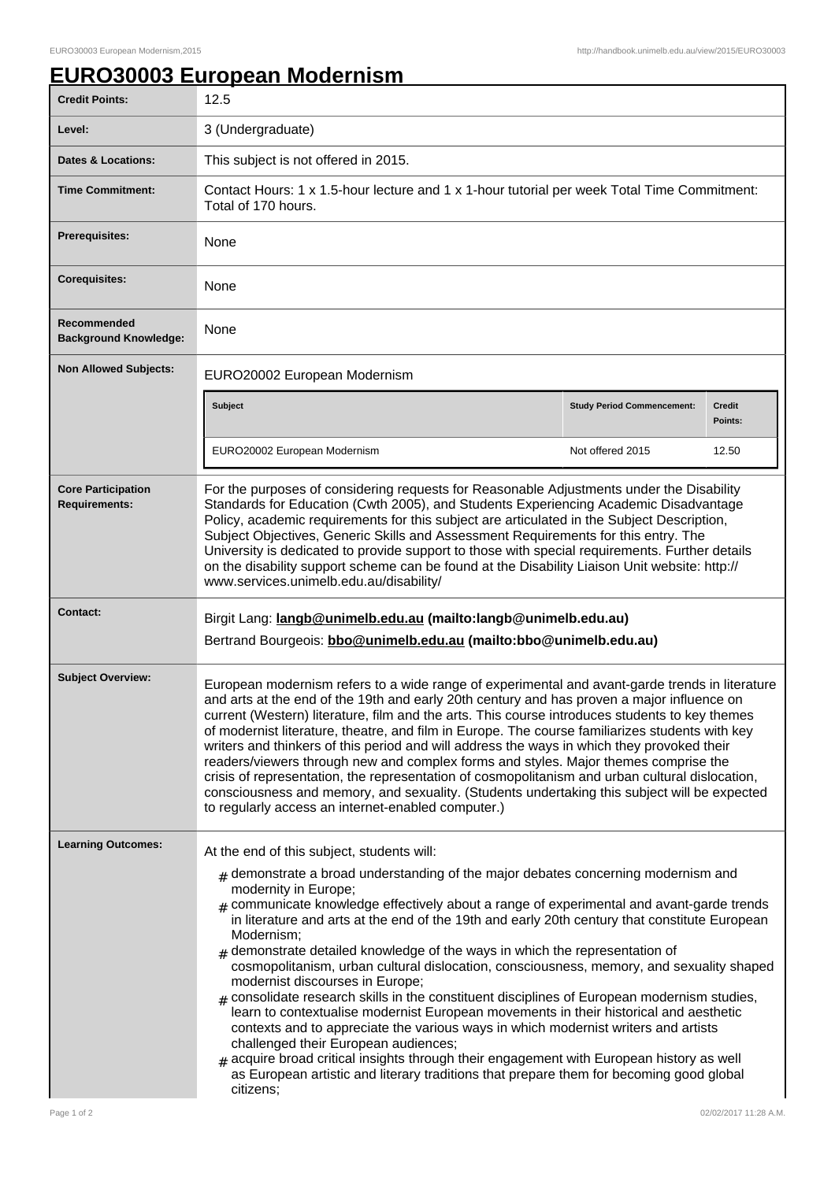# EURO30003 European Modernism

| | |
|---|---|
| **Credit Points:** | 12.5 |
| **Level:** | 3 (Undergraduate) |
| **Dates & Locations:** | This subject is not offered in 2015. |
| **Time Commitment:** | Contact Hours: 1 x 1.5-hour lecture and 1 x 1-hour tutorial per week Total Time Commitment: Total of 170 hours. |
| **Prerequisites:** | None |
| **Corequisites:** | None |
| **Recommended Background Knowledge:** | None |
| **Non Allowed Subjects:** | EURO20002 European Modernism |

| Subject | Study Period Commencement: | Credit Points: |
|---|---|---|
| EURO20002 European Modernism | Not offered 2015 | 12.50 |

| | |
|---|---|
| **Core Participation Requirements:** | For the purposes of considering requests for Reasonable Adjustments under the Disability Standards for Education (Cwth 2005), and Students Experiencing Academic Disadvantage Policy, academic requirements for this subject are articulated in the Subject Description, Subject Objectives, Generic Skills and Assessment Requirements for this entry. The University is dedicated to provide support to those with special requirements. Further details on the disability support scheme can be found at the Disability Liaison Unit website: http://www.services.unimelb.edu.au/disability/ |
| **Contact:** | Birgit Lang: **langb@unimelb.edu.au (mailto:langb@unimelb.edu.au)** Bertrand Bourgeois: **bbo@unimelb.edu.au (mailto:bbo@unimelb.edu.au)** |
| **Subject Overview:** | European modernism refers to a wide range of experimental and avant-garde trends in literature and arts at the end of the 19th and early 20th century and has proven a major influence on current (Western) literature, film and the arts. This course introduces students to key themes of modernist literature, theatre, and film in Europe. The course familiarizes students with key writers and thinkers of this period and will address the ways in which they provoked their readers/viewers through new and complex forms and styles. Major themes comprise the crisis of representation, the representation of cosmopolitanism and urban cultural dislocation, consciousness and memory, and sexuality. (Students undertaking this subject will be expected to regularly access an internet-enabled computer.) |
| **Learning Outcomes:** | At the end of this subject, students will: # demonstrate a broad understanding of the major debates concerning modernism and modernity in Europe; # communicate knowledge effectively about a range of experimental and avant-garde trends in literature and arts at the end of the 19th and early 20th century that constitute European Modernism; # demonstrate detailed knowledge of the ways in which the representation of cosmopolitanism, urban cultural dislocation, consciousness, memory, and sexuality shaped modernist discourses in Europe; # consolidate research skills in the constituent disciplines of European modernism studies, learn to contextualise modernist European movements in their historical and aesthetic contexts and to appreciate the various ways in which modernist writers and artists challenged their European audiences; # acquire broad critical insights through their engagement with European history as well as European artistic and literary traditions that prepare them for becoming good global citizens; |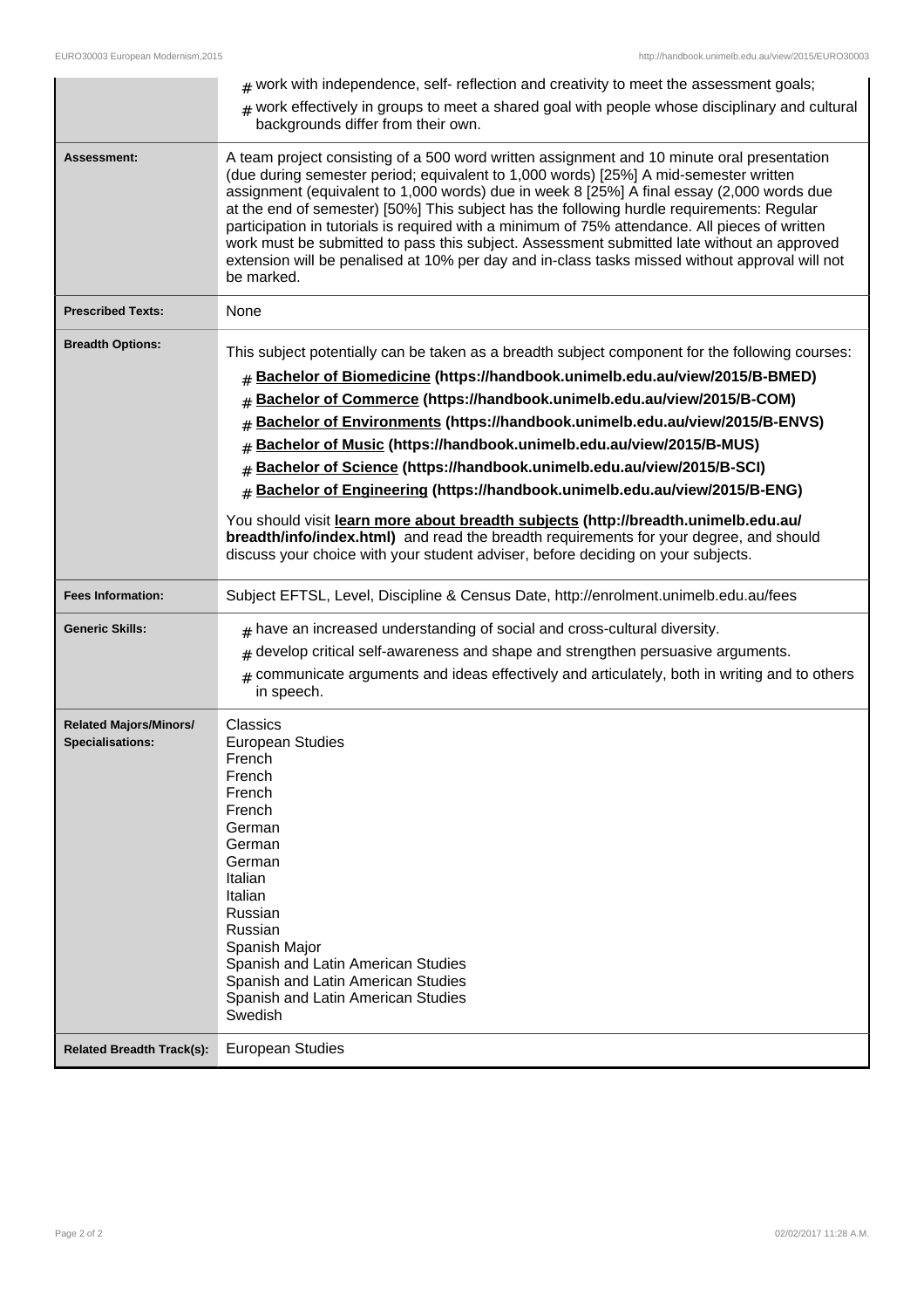| | |
|---|---|
| | - work with independence, self- reflection and creativity to meet the assessment goals;<br>- work effectively in groups to meet a shared goal with people whose disciplinary and cultural backgrounds differ from their own. |
| **Assessment:** | A team project consisting of a 500 word written assignment and 10 minute oral presentation (due during semester period; equivalent to 1,000 words) [25%] A mid-semester written assignment (equivalent to 1,000 words) due in week 8 [25%] A final essay (2,000 words due at the end of semester) [50%] This subject has the following hurdle requirements: Regular participation in tutorials is required with a minimum of 75% attendance. All pieces of written work must be submitted to pass this subject. Assessment submitted late without an approved extension will be penalised at 10% per day and in-class tasks missed without approval will not be marked. |
| **Prescribed Texts:** | None |
| **Breadth Options:** | This subject potentially can be taken as a breadth subject component for the following courses:<br>- **Bachelor of Biomedicine (https://handbook.unimelb.edu.au/view/2015/B-BMED)**<br>- **Bachelor of Commerce (https://handbook.unimelb.edu.au/view/2015/B-COM)**<br>- **Bachelor of Environments (https://handbook.unimelb.edu.au/view/2015/B-ENVS)**<br>- **Bachelor of Music (https://handbook.unimelb.edu.au/view/2015/B-MUS)**<br>- **Bachelor of Science (https://handbook.unimelb.edu.au/view/2015/B-SCI)**<br>- **Bachelor of Engineering (https://handbook.unimelb.edu.au/view/2015/B-ENG)**<br><br>You should visit **learn more about breadth subjects (http://breadth.unimelb.edu.au/breadth/info/index.html)** and read the breadth requirements for your degree, and should discuss your choice with your student adviser, before deciding on your subjects. |
| **Fees Information:** | Subject EFTSL, Level, Discipline & Census Date, http://enrolment.unimelb.edu.au/fees |
| **Generic Skills:** | - have an increased understanding of social and cross-cultural diversity.<br>- develop critical self-awareness and shape and strengthen persuasive arguments.<br>- communicate arguments and ideas effectively and articulately, both in writing and to others in speech. |
| **Related Majors/Minors/ Specialisations:** | Classics<br>European Studies<br>French<br>French<br>French<br>French<br>German<br>German<br>German<br>Italian<br>Italian<br>Russian<br>Russian<br>Spanish Major<br>Spanish and Latin American Studies<br>Spanish and Latin American Studies<br>Spanish and Latin American Studies<br>Swedish |
| **Related Breadth Track(s):** | European Studies |